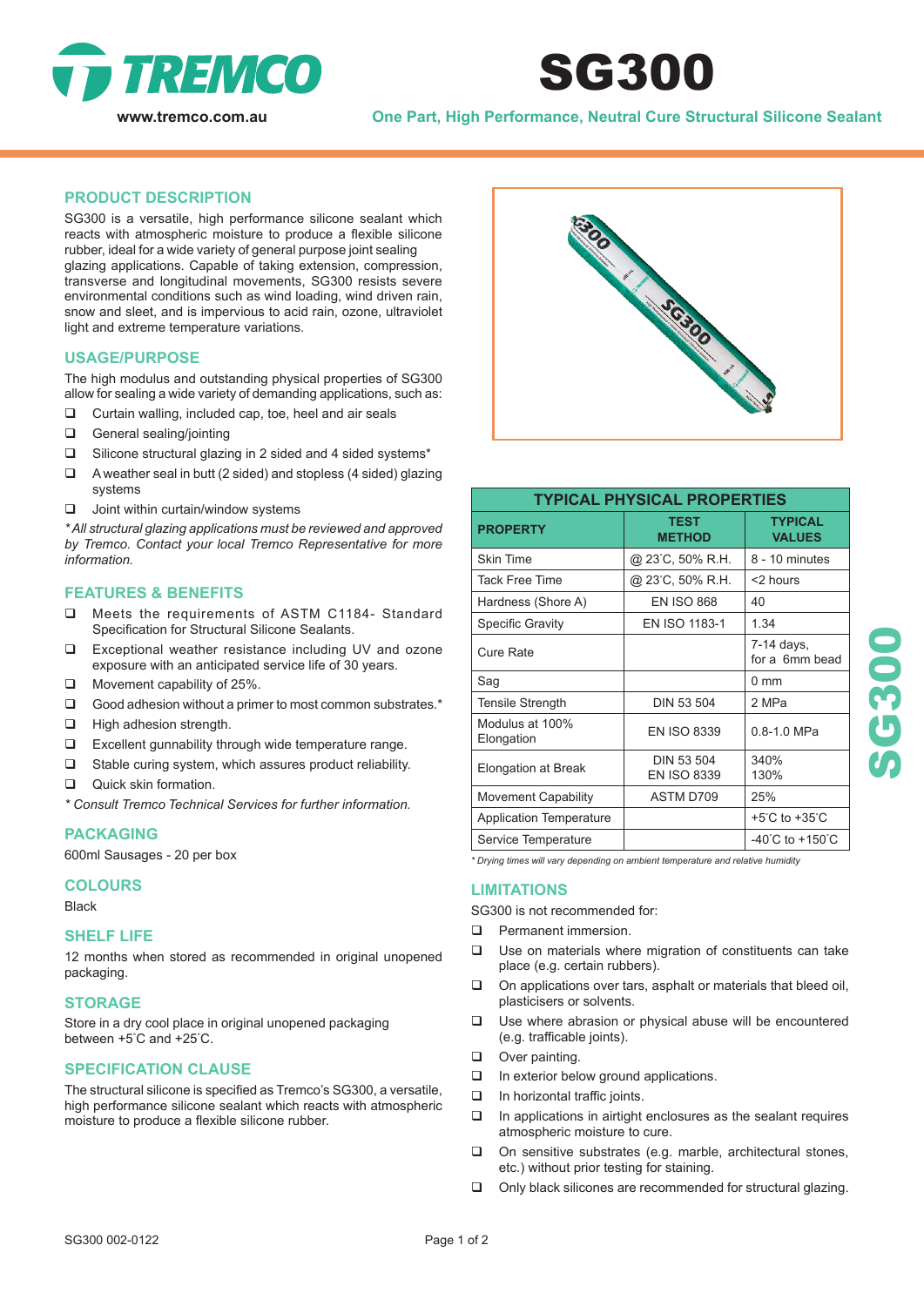# SG300

www.tremco.com.au

**One Part, High Performance, Neutral Cure Structural Silicone Sealant**

## PRODUCT DESCRIPTION

SG300 is a versatile, high performance silicone sealant which reacts with atmospheric moisture to produce a flexible silicone rubber, ideal for a wide variety of general purpose joint sealing glazing applications. Capable of taking extension, compression, transverse and longitudinal movements, SG300 resists severe environmental conditions such as wind loading, wind driven rain, snow and sleet, and is impervious to acid rain, ozone, ultraviolet light and extreme temperature variations.

## USAGE/PURPOSE

The high modulus and outstanding physical properties of SG300 allow for sealing a wide variety of demanding applications, such as:

- Curtain walling, included cap, toe, heel and air seals
- General sealing/jointing
- Silicone structural glazing in 2 sided and 4 sided systems*
- A weather seal in butt (2 sided) and stopless (4 sided) glazing systems
- Joint within curtain/window systems

*\* All structural glazing applications must be reviewed and approved by Tremco. Contact your local Tremco Representative for more information.*

## FEATURES & BENEFITS

- Meets the requirements of ASTM C1184- Standard Specification for Structural Silicone Sealants.
- Exceptional weather resistance including UV and ozone exposure with an anticipated service life of 30 years.
- Movement capability of 25%.
- Good adhesion without a primer to most common substrates.*
- High adhesion strength.
- Excellent gunnability through wide temperature range.
- Stable curing system, which assures product reliability.
- Quick skin formation.

*\* Consult Tremco Technical Services for further information.*

## PACKAGING

600ml Sausages - 20 per box

## COLOURS

Black

## SHELF LIFE

12 months when stored as recommended in original unopened packaging.

## STORAGE

Store in a dry cool place in original unopened packaging between +5˚C and +25˚C.

## SPECIFICATION CLAUSE

The structural silicone is specified as Tremco's SG300, a versatile, high performance silicone sealant which reacts with atmospheric moisture to produce a flexible silicone rubber.

## TYPICAL PHYSICAL PROPERTIES

| PROPERTY | TEST METHOD | TYPICAL VALUES |
|---|---|---|
| Skin Time | @ 23˚C, 50% R.H. | 8 - 10 minutes |
| Tack Free Time | @ 23˚C, 50% R.H. | <2 hours |
| Hardness (Shore A) | EN ISO 868 | 40 |
| Specific Gravity | EN ISO 1183-1 | 1.34 |
| Cure Rate | | 7-14 days, for a 6mm bead |
| Sag | | 0 mm |
| Tensile Strength | DIN 53 504 | 2 MPa |
| Modulus at 100% Elongation | EN ISO 8339 | 0.8-1.0 MPa |
| Elongation at Break | DIN 53 504<br>EN ISO 8339 | 340%<br>130% |
| Movement Capability | ASTM D709 | 25% |
| Application Temperature | | +5˚C to +35˚C |
| Service Temperature | | -40˚C to +150˚C |

*\* Drying times will vary depending on ambient temperature and relative humidity*

## LIMITATIONS

SG300 is not recommended for:

- Permanent immersion.
- Use on materials where migration of constituents can take place (e.g. certain rubbers).
- On applications over tars, asphalt or materials that bleed oil, plasticisers or solvents.
- Use where abrasion or physical abuse will be encountered (e.g. trafficable joints).
- Over painting.
- In exterior below ground applications.
- In horizontal traffic joints.
- In applications in airtight enclosures as the sealant requires atmospheric moisture to cure.
- On sensitive substrates (e.g. marble, architectural stones, etc.) without prior testing for staining.
- Only black silicones are recommended for structural glazing.

SG300 002-0122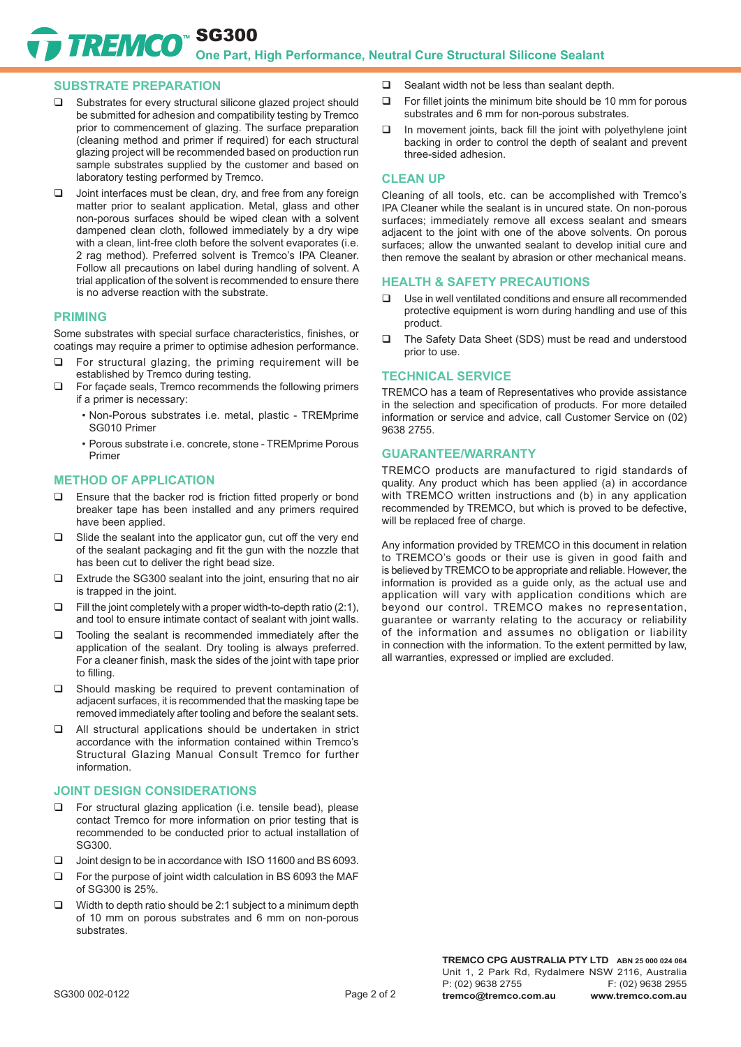## SUBSTRATE PREPARATION

- Substrates for every structural silicone glazed project should be submitted for adhesion and compatibility testing by Tremco prior to commencement of glazing. The surface preparation (cleaning method and primer if required) for each structural glazing project will be recommended based on production run sample substrates supplied by the customer and based on laboratory testing performed by Tremco.
- Joint interfaces must be clean, dry, and free from any foreign matter prior to sealant application. Metal, glass and other non-porous surfaces should be wiped clean with a solvent dampened clean cloth, followed immediately by a dry wipe with a clean, lint-free cloth before the solvent evaporates (i.e. 2 rag method). Preferred solvent is Tremco's IPA Cleaner. Follow all precautions on label during handling of solvent. A trial application of the solvent is recommended to ensure there is no adverse reaction with the substrate.

## PRIMING

Some substrates with special surface characteristics, finishes, or coatings may require a primer to optimise adhesion performance.

- For structural glazing, the priming requirement will be established by Tremco during testing.
- For façade seals, Tremco recommends the following primers if a primer is necessary:
  - Non-Porous substrates i.e. metal, plastic - TREMprime SG010 Primer
  - Porous substrate i.e. concrete, stone - TREMprime Porous Primer

## METHOD OF APPLICATION

- Ensure that the backer rod is friction fitted properly or bond breaker tape has been installed and any primers required have been applied.
- Slide the sealant into the applicator gun, cut off the very end of the sealant packaging and fit the gun with the nozzle that has been cut to deliver the right bead size.
- Extrude the SG300 sealant into the joint, ensuring that no air is trapped in the joint.
- Fill the joint completely with a proper width-to-depth ratio (2:1), and tool to ensure intimate contact of sealant with joint walls.
- Tooling the sealant is recommended immediately after the application of the sealant. Dry tooling is always preferred. For a cleaner finish, mask the sides of the joint with tape prior to filling.
- Should masking be required to prevent contamination of adjacent surfaces, it is recommended that the masking tape be removed immediately after tooling and before the sealant sets.
- All structural applications should be undertaken in strict accordance with the information contained within Tremco's Structural Glazing Manual Consult Tremco for further information.

## JOINT DESIGN CONSIDERATIONS

- For structural glazing application (i.e. tensile bead), please contact Tremco for more information on prior testing that is recommended to be conducted prior to actual installation of SG300.
- Joint design to be in accordance with ISO 11600 and BS 6093.
- For the purpose of joint width calculation in BS 6093 the MAF of SG300 is 25%.
- Width to depth ratio should be 2:1 subject to a minimum depth of 10 mm on porous substrates and 6 mm on non-porous substrates.
- Sealant width not be less than sealant depth.
- For fillet joints the minimum bite should be 10 mm for porous substrates and 6 mm for non-porous substrates.
- In movement joints, back fill the joint with polyethylene joint backing in order to control the depth of sealant and prevent three-sided adhesion.

## CLEAN UP

Cleaning of all tools, etc. can be accomplished with Tremco's IPA Cleaner while the sealant is in uncured state. On non-porous surfaces; immediately remove all excess sealant and smears adjacent to the joint with one of the above solvents. On porous surfaces; allow the unwanted sealant to develop initial cure and then remove the sealant by abrasion or other mechanical means.

## HEALTH & SAFETY PRECAUTIONS

- Use in well ventilated conditions and ensure all recommended protective equipment is worn during handling and use of this product.
- The Safety Data Sheet (SDS) must be read and understood prior to use.

## TECHNICAL SERVICE

TREMCO has a team of Representatives who provide assistance in the selection and specification of products. For more detailed information or service and advice, call Customer Service on (02) 9638 2755.

## GUARANTEE/WARRANTY

TREMCO products are manufactured to rigid standards of quality. Any product which has been applied (a) in accordance with TREMCO written instructions and (b) in any application recommended by TREMCO, but which is proved to be defective, will be replaced free of charge.

Any information provided by TREMCO in this document in relation to TREMCO's goods or their use is given in good faith and is believed by TREMCO to be appropriate and reliable. However, the information is provided as a guide only, as the actual use and application will vary with application conditions which are beyond our control. TREMCO makes no representation, guarantee or warranty relating to the accuracy or reliability of the information and assumes no obligation or liability in connection with the information. To the extent permitted by law, all warranties, expressed or implied are excluded.

**TREMCO CPG AUSTRALIA PTY LTD** ABN 25 000 024 064
Unit 1, 2 Park Rd, Rydalmere NSW 2116, Australia
P: (02) 9638 2755 F: (02) 9638 2955
**tremco@tremco.com.au** **www.tremco.com.au**

SG300 002-0122